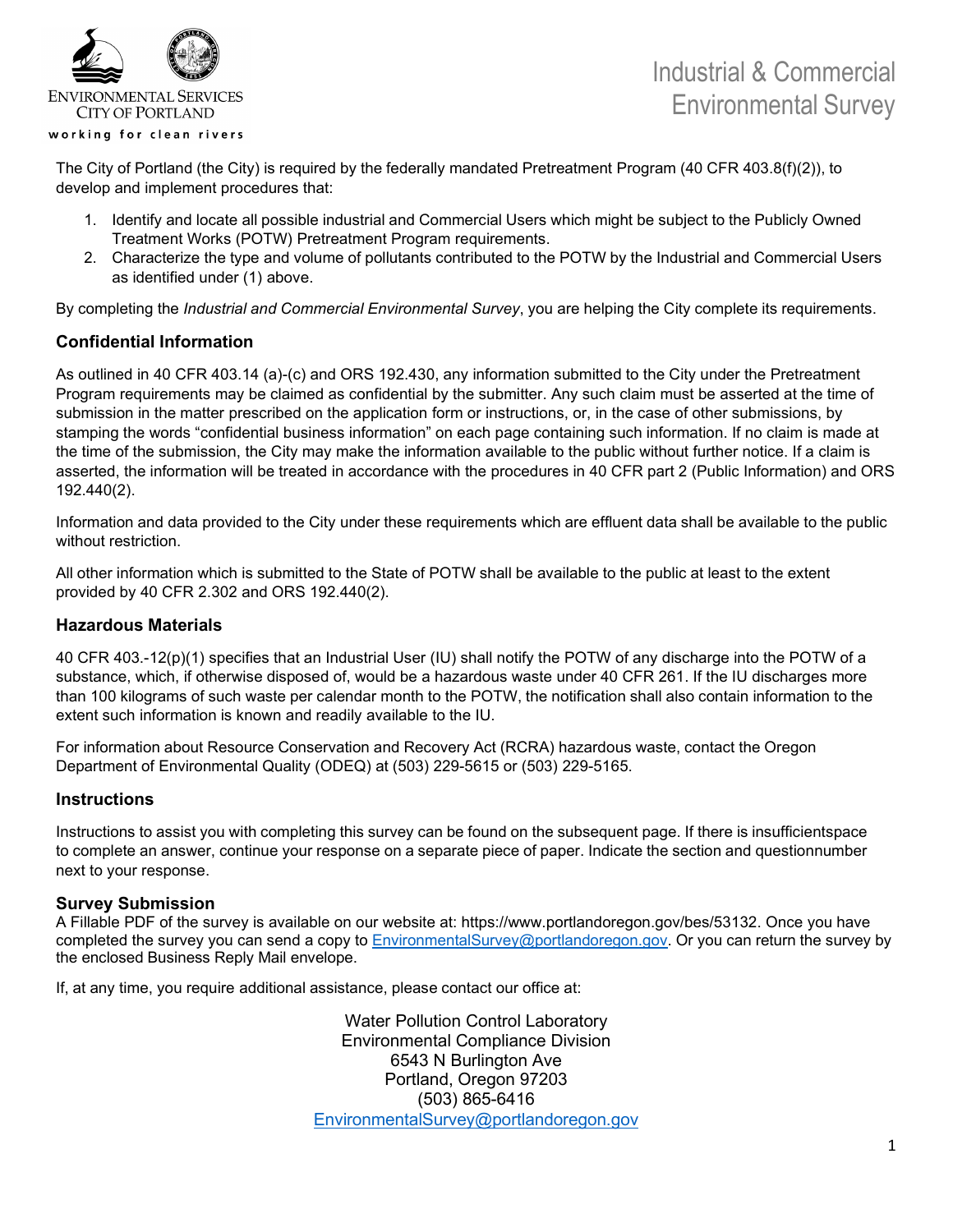ENVIRONMENTAL SERVICES
CITY OF PORTLAND
working for clean rivers

# Industrial & Commercial Environmental Survey

The City of Portland (the City) is required by the federally mandated Pretreatment Program (40 CFR 403.8(f)(2)), to develop and implement procedures that:

1. Identify and locate all possible industrial and Commercial Users which might be subject to the Publicly Owned Treatment Works (POTW) Pretreatment Program requirements.
2. Characterize the type and volume of pollutants contributed to the POTW by the Industrial and Commercial Users as identified under (1) above.

By completing the *Industrial and Commercial Environmental Survey*, you are helping the City complete its requirements.

## Confidential Information

As outlined in 40 CFR 403.14 (a)-(c) and ORS 192.430, any information submitted to the City under the Pretreatment Program requirements may be claimed as confidential by the submitter. Any such claim must be asserted at the time of submission in the matter prescribed on the application form or instructions, or, in the case of other submissions, by stamping the words "confidential business information" on each page containing such information. If no claim is made at the time of the submission, the City may make the information available to the public without further notice. If a claim is asserted, the information will be treated in accordance with the procedures in 40 CFR part 2 (Public Information) and ORS 192.440(2).

Information and data provided to the City under these requirements which are effluent data shall be available to the public without restriction.

All other information which is submitted to the State of POTW shall be available to the public at least to the extent provided by 40 CFR 2.302 and ORS 192.440(2).

## Hazardous Materials

40 CFR 403.-12(p)(1) specifies that an Industrial User (IU) shall notify the POTW of any discharge into the POTW of a substance, which, if otherwise disposed of, would be a hazardous waste under 40 CFR 261. If the IU discharges more than 100 kilograms of such waste per calendar month to the POTW, the notification shall also contain information to the extent such information is known and readily available to the IU.

For information about Resource Conservation and Recovery Act (RCRA) hazardous waste, contact the Oregon Department of Environmental Quality (ODEQ) at (503) 229-5615 or (503) 229-5165.

## Instructions

Instructions to assist you with completing this survey can be found on the subsequent page. If there is insufficientspace to complete an answer, continue your response on a separate piece of paper. Indicate the section and questionnumber next to your response.

## Survey Submission

A Fillable PDF of the survey is available on our website at: https://www.portlandoregon.gov/bes/53132. Once you have completed the survey you can send a copy to EnvironmentalSurvey@portlandoregon.gov. Or you can return the survey by the enclosed Business Reply Mail envelope.

If, at any time, you require additional assistance, please contact our office at:

Water Pollution Control Laboratory
Environmental Compliance Division
6543 N Burlington Ave
Portland, Oregon 97203
(503) 865-6416
EnvironmentalSurvey@portlandoregon.gov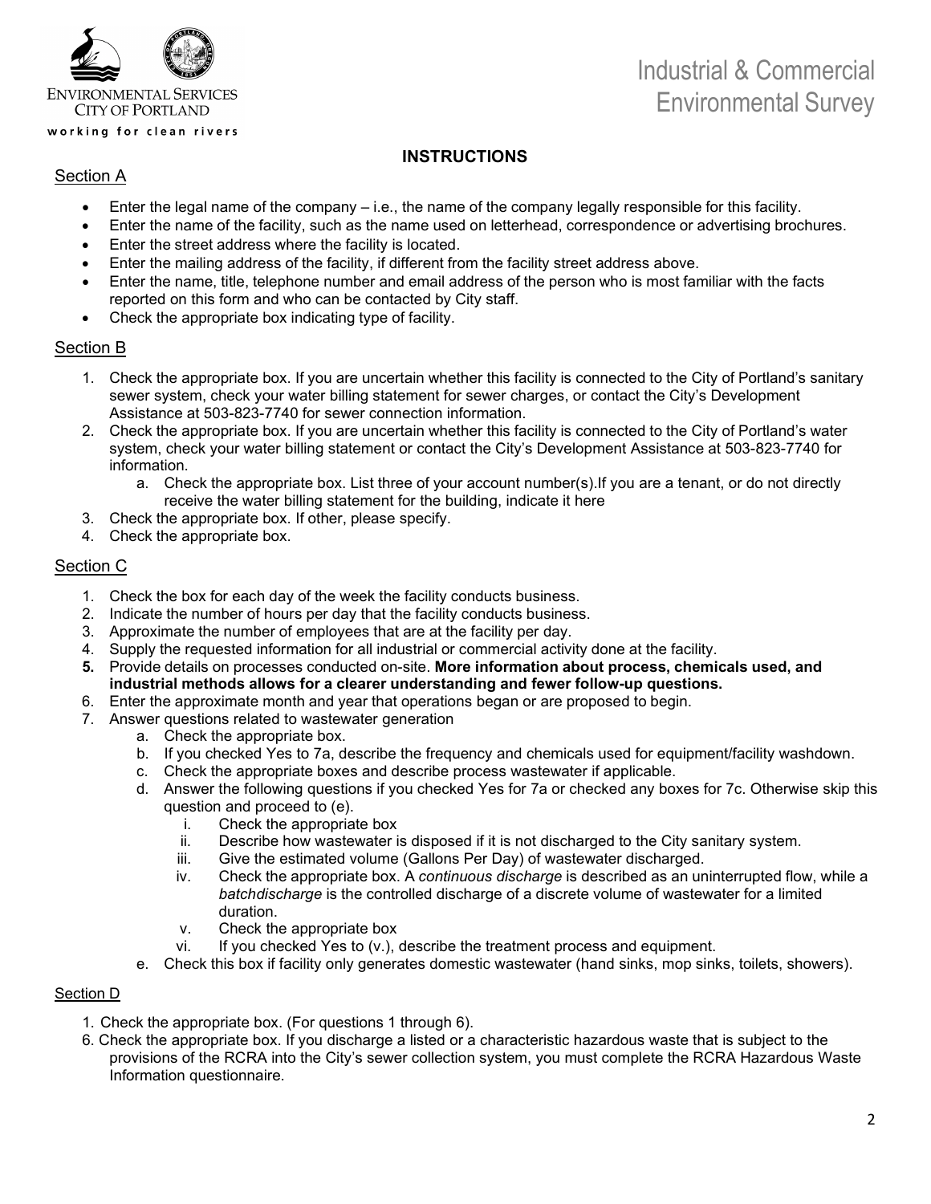ENVIRONMENTAL SERVICES
CITY OF PORTLAND
working for clean rivers

# Industrial & Commercial Environmental Survey

## INSTRUCTIONS

### Section A

- Enter the legal name of the company – i.e., the name of the company legally responsible for this facility.
- Enter the name of the facility, such as the name used on letterhead, correspondence or advertising brochures.
- Enter the street address where the facility is located.
- Enter the mailing address of the facility, if different from the facility street address above.
- Enter the name, title, telephone number and email address of the person who is most familiar with the facts reported on this form and who can be contacted by City staff.
- Check the appropriate box indicating type of facility.

### Section B

1. Check the appropriate box. If you are uncertain whether this facility is connected to the City of Portland's sanitary sewer system, check your water billing statement for sewer charges, or contact the City's Development Assistance at 503-823-7740 for sewer connection information.
2. Check the appropriate box. If you are uncertain whether this facility is connected to the City of Portland's water system, check your water billing statement or contact the City's Development Assistance at 503-823-7740 for information.
   a. Check the appropriate box. List three of your account number(s).If you are a tenant, or do not directly receive the water billing statement for the building, indicate it here
3. Check the appropriate box. If other, please specify.
4. Check the appropriate box.

### Section C

1. Check the box for each day of the week the facility conducts business.
2. Indicate the number of hours per day that the facility conducts business.
3. Approximate the number of employees that are at the facility per day.
4. Supply the requested information for all industrial or commercial activity done at the facility.
5. Provide details on processes conducted on-site. **More information about process, chemicals used, and industrial methods allows for a clearer understanding and fewer follow-up questions.**
6. Enter the approximate month and year that operations began or are proposed to begin.
7. Answer questions related to wastewater generation
   a. Check the appropriate box.
   b. If you checked Yes to 7a, describe the frequency and chemicals used for equipment/facility washdown.
   c. Check the appropriate boxes and describe process wastewater if applicable.
   d. Answer the following questions if you checked Yes for 7a or checked any boxes for 7c. Otherwise skip this question and proceed to (e).
      i. Check the appropriate box
      ii. Describe how wastewater is disposed if it is not discharged to the City sanitary system.
      iii. Give the estimated volume (Gallons Per Day) of wastewater discharged.
      iv. Check the appropriate box. A *continuous discharge* is described as an uninterrupted flow, while a *batchdischarge* is the controlled discharge of a discrete volume of wastewater for a limited duration.
      v. Check the appropriate box
      vi. If you checked Yes to (v.), describe the treatment process and equipment.
   e. Check this box if facility only generates domestic wastewater (hand sinks, mop sinks, toilets, showers).

### Section D

1. Check the appropriate box. (For questions 1 through 6).
6. Check the appropriate box. If you discharge a listed or a characteristic hazardous waste that is subject to the provisions of the RCRA into the City's sewer collection system, you must complete the RCRA Hazardous Waste Information questionnaire.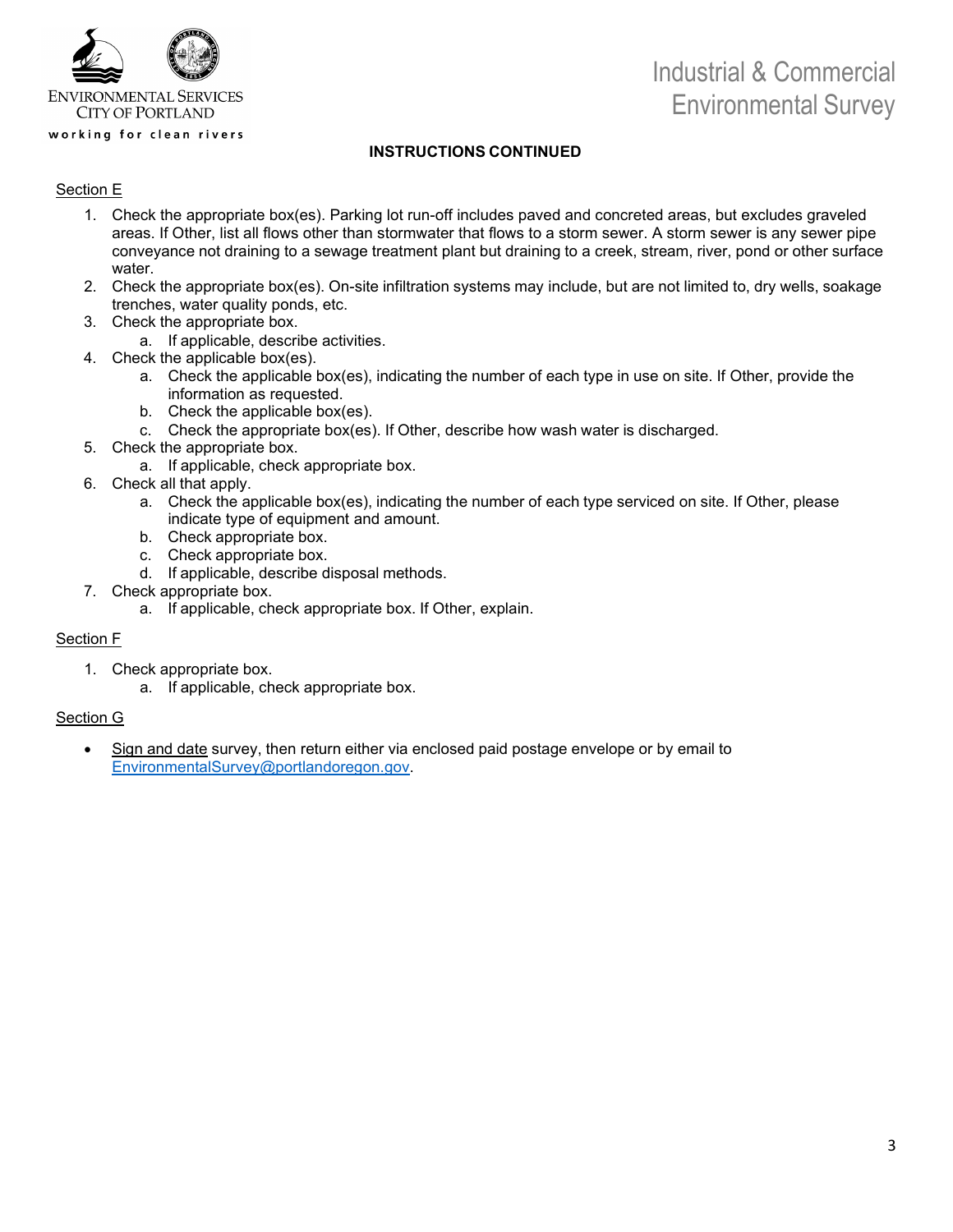# Industrial & Commercial Environmental Survey

## INSTRUCTIONS CONTINUED

### Section E

1. Check the appropriate box(es). Parking lot run-off includes paved and concreted areas, but excludes graveled areas. If Other, list all flows other than stormwater that flows to a storm sewer. A storm sewer is any sewer pipe conveyance not draining to a sewage treatment plant but draining to a creek, stream, river, pond or other surface water.
2. Check the appropriate box(es). On-site infiltration systems may include, but are not limited to, dry wells, soakage trenches, water quality ponds, etc.
3. Check the appropriate box.
   a. If applicable, describe activities.
4. Check the applicable box(es).
   a. Check the applicable box(es), indicating the number of each type in use on site. If Other, provide the information as requested.
   b. Check the applicable box(es).
   c. Check the appropriate box(es). If Other, describe how wash water is discharged.
5. Check the appropriate box.
   a. If applicable, check appropriate box.
6. Check all that apply.
   a. Check the applicable box(es), indicating the number of each type serviced on site. If Other, please indicate type of equipment and amount.
   b. Check appropriate box.
   c. Check appropriate box.
   d. If applicable, describe disposal methods.
7. Check appropriate box.
   a. If applicable, check appropriate box. If Other, explain.

### Section F

1. Check appropriate box.
   a. If applicable, check appropriate box.

### Section G

- Sign and date survey, then return either via enclosed paid postage envelope or by email to EnvironmentalSurvey@portlandoregon.gov.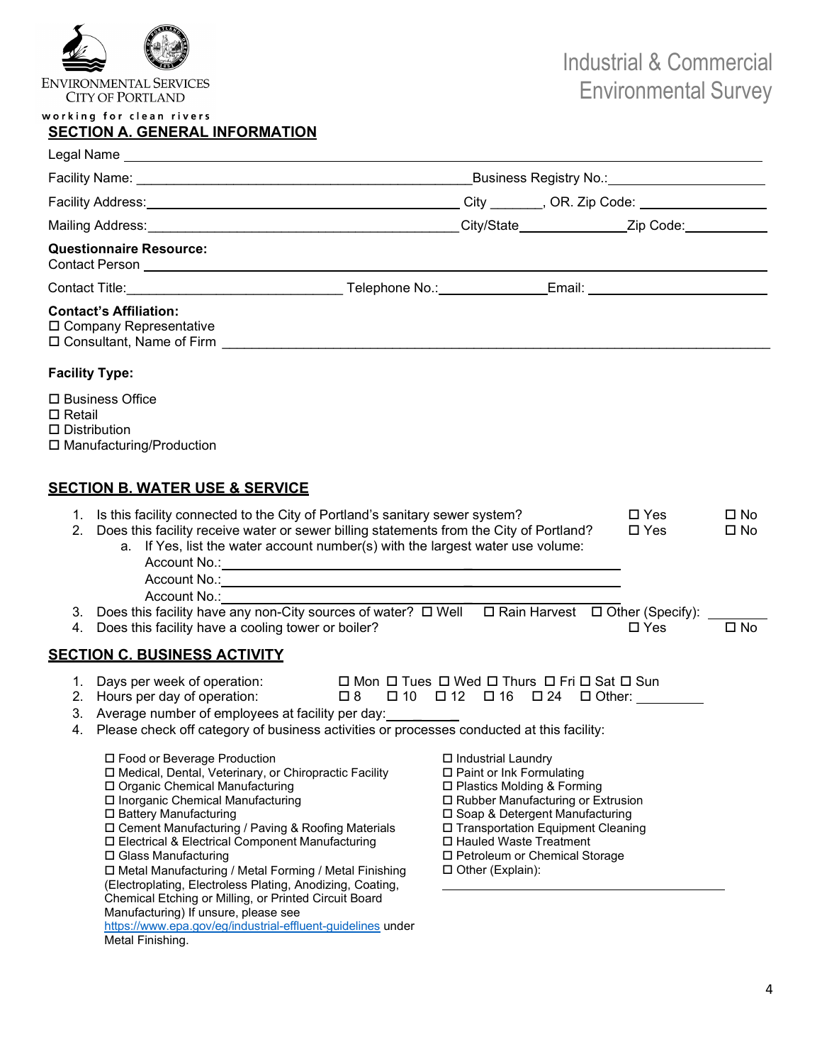ENVIRONMENTAL SERVICES
CITY OF PORTLAND
working for clean rivers

# Industrial & Commercial Environmental Survey

## SECTION A. GENERAL INFORMATION

Legal Name ________________________________________________________________

Facility Name: ______________________________________ Business Registry No.: ____________________

Facility Address: ______________________________________ City _______, OR. Zip Code: ____________

Mailing Address: ______________________________________ City/State ____________ Zip Code: __________

**Questionnaire Resource:**
Contact Person ________________________________________________________________

Contact Title: __________________________ Telephone No.: ______________ Email: ____________________

**Contact's Affiliation:**
☐ Company Representative
☐ Consultant, Name of Firm ________________________________________________________________

**Facility Type:**

☐ Business Office
☐ Retail
☐ Distribution
☐ Manufacturing/Production

## SECTION B. WATER USE & SERVICE

1. Is this facility connected to the City of Portland's sanitary sewer system? ☐ Yes ☐ No
2. Does this facility receive water or sewer billing statements from the City of Portland? ☐ Yes ☐ No
   a. If Yes, list the water account number(s) with the largest water use volume:
      Account No.: ______________________________________
      Account No.: ______________________________________
      Account No.: ______________________________________
3. Does this facility have any non-City sources of water? ☐ Well ☐ Rain Harvest ☐ Other (Specify): ________
4. Does this facility have a cooling tower or boiler? ☐ Yes ☐ No

## SECTION C. BUSINESS ACTIVITY

1. Days per week of operation: ☐ Mon ☐ Tues ☐ Wed ☐ Thurs ☐ Fri ☐ Sat ☐ Sun
2. Hours per day of operation: ☐ 8 ☐ 10 ☐ 12 ☐ 16 ☐ 24 ☐ Other: _________
3. Average number of employees at facility per day: __________
4. Please check off category of business activities or processes conducted at this facility:

☐ Food or Beverage Production
☐ Medical, Dental, Veterinary, or Chiropractic Facility
☐ Organic Chemical Manufacturing
☐ Inorganic Chemical Manufacturing
☐ Battery Manufacturing
☐ Cement Manufacturing / Paving & Roofing Materials
☐ Electrical & Electrical Component Manufacturing
☐ Glass Manufacturing
☐ Metal Manufacturing / Metal Forming / Metal Finishing (Electroplating, Electroless Plating, Anodizing, Coating, Chemical Etching or Milling, or Printed Circuit Board Manufacturing) If unsure, please see https://www.epa.gov/eg/industrial-effluent-guidelines under Metal Finishing.
☐ Industrial Laundry
☐ Paint or Ink Formulating
☐ Plastics Molding & Forming
☐ Rubber Manufacturing or Extrusion
☐ Soap & Detergent Manufacturing
☐ Transportation Equipment Cleaning
☐ Hauled Waste Treatment
☐ Petroleum or Chemical Storage
☐ Other (Explain): ______________________________________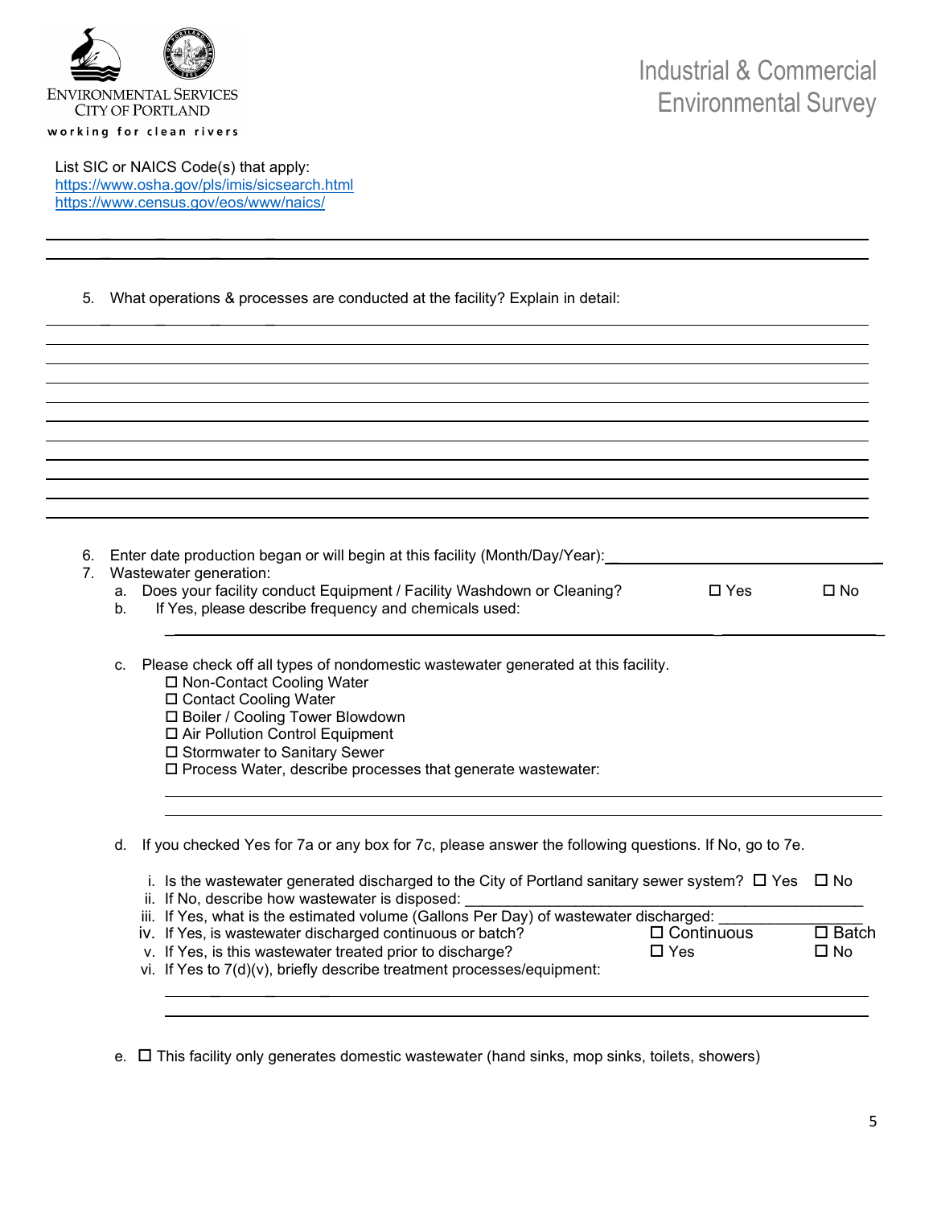Industrial & Commercial Environmental Survey

List SIC or NAICS Code(s) that apply:
https://www.osha.gov/pls/imis/sicsearch.html
https://www.census.gov/eos/www/naics/

5. What operations & processes are conducted at the facility? Explain in detail:

6. Enter date production began or will begin at this facility (Month/Day/Year): ______________________________

7. Wastewater generation:

   a. Does your facility conduct Equipment / Facility Washdown or Cleaning? ☐ Yes ☐ No

   b. If Yes, please describe frequency and chemicals used:

   ______________________________

   c. Please check off all types of nondomestic wastewater generated at this facility.
      - ☐ Non-Contact Cooling Water
      - ☐ Contact Cooling Water
      - ☐ Boiler / Cooling Tower Blowdown
      - ☐ Air Pollution Control Equipment
      - ☐ Stormwater to Sanitary Sewer
      - ☐ Process Water, describe processes that generate wastewater:

   ______________________________

   d. If you checked Yes for 7a or any box for 7c, please answer the following questions. If No, go to 7e.

      i. Is the wastewater generated discharged to the City of Portland sanitary sewer system? ☐ Yes ☐ No

      ii. If No, describe how wastewater is disposed: ______________________________

      iii. If Yes, what is the estimated volume (Gallons Per Day) of wastewater discharged: ______________

      iv. If Yes, is wastewater discharged continuous or batch? ☐ Continuous ☐ Batch

      v. If Yes, is this wastewater treated prior to discharge? ☐ Yes ☐ No

      vi. If Yes to 7(d)(v), briefly describe treatment processes/equipment:

      ______________________________

   e. ☐ This facility only generates domestic wastewater (hand sinks, mop sinks, toilets, showers)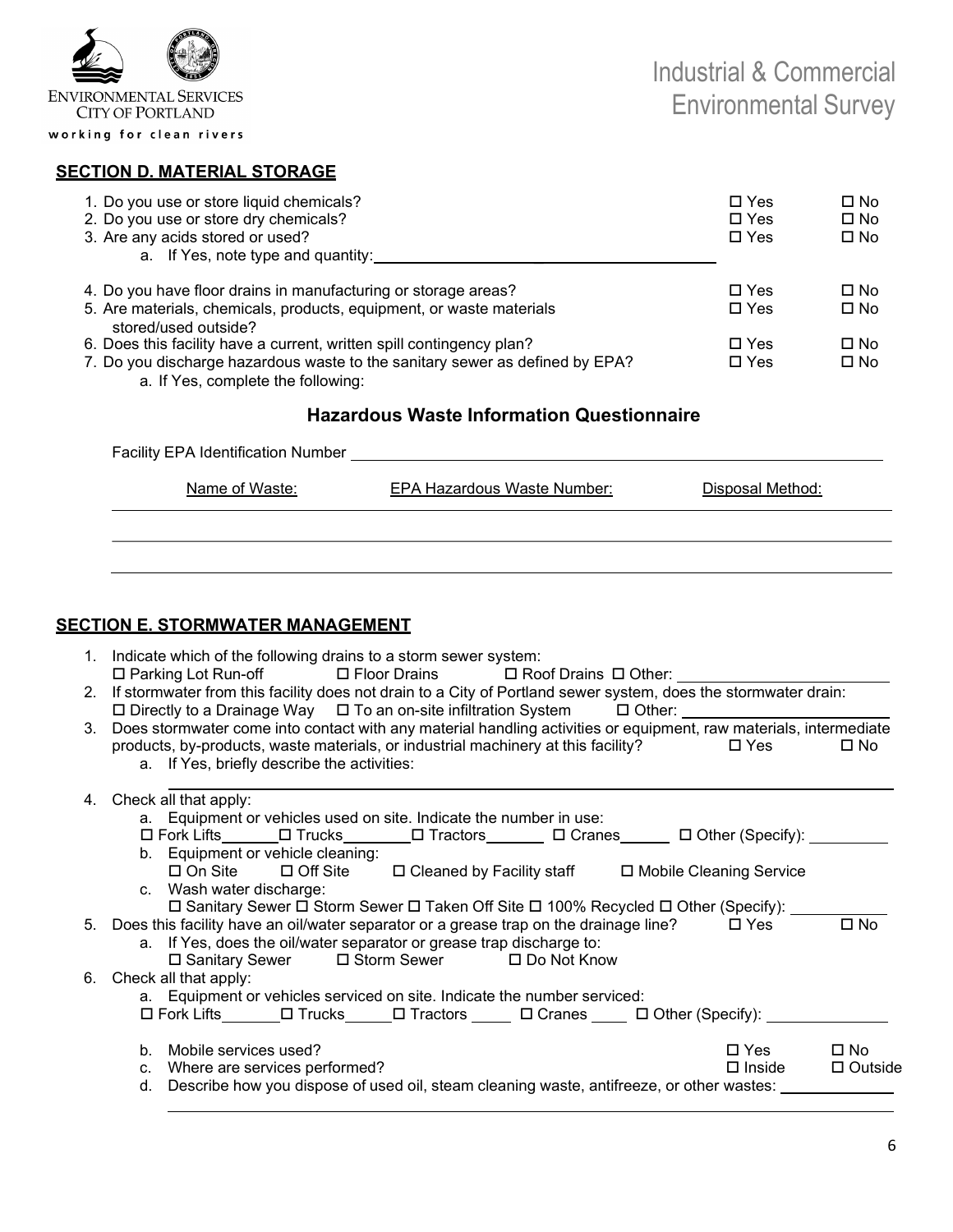## SECTION D. MATERIAL STORAGE

1. Do you use or store liquid chemicals? ☐ Yes ☐ No
2. Do you use or store dry chemicals? ☐ Yes ☐ No
3. Are any acids stored or used? ☐ Yes ☐ No
   a. If Yes, note type and quantity: \_\_\_\_\_\_\_\_\_\_\_\_\_\_\_\_\_\_\_\_
4. Do you have floor drains in manufacturing or storage areas? ☐ Yes ☐ No
5. Are materials, chemicals, products, equipment, or waste materials stored/used outside? ☐ Yes ☐ No
6. Does this facility have a current, written spill contingency plan? ☐ Yes ☐ No
7. Do you discharge hazardous waste to the sanitary sewer as defined by EPA? ☐ Yes ☐ No
   a. If Yes, complete the following:

### Hazardous Waste Information Questionnaire

Facility EPA Identification Number \_\_\_\_\_\_\_\_\_\_\_\_\_\_\_\_\_\_\_\_

| Name of Waste: | EPA Hazardous Waste Number: | Disposal Method: |
| --- | --- | --- |
| | | |
| | | |

## SECTION E. STORMWATER MANAGEMENT

1. Indicate which of the following drains to a storm sewer system:
   ☐ Parking Lot Run-off ☐ Floor Drains ☐ Roof Drains ☐ Other: \_\_\_\_\_\_\_\_\_\_
2. If stormwater from this facility does not drain to a City of Portland sewer system, does the stormwater drain:
   ☐ Directly to a Drainage Way ☐ To an on-site infiltration System ☐ Other: \_\_\_\_\_\_\_\_\_\_
3. Does stormwater come into contact with any material handling activities or equipment, raw materials, intermediate products, by-products, waste materials, or industrial machinery at this facility? ☐ Yes ☐ No
   a. If Yes, briefly describe the activities: \_\_\_\_\_\_\_\_\_\_
4. Check all that apply:
   a. Equipment or vehicles used on site. Indicate the number in use:
      ☐ Fork Lifts\_\_\_\_\_ ☐ Trucks\_\_\_\_\_ ☐ Tractors\_\_\_\_\_ ☐ Cranes\_\_\_\_\_ ☐ Other (Specify): \_\_\_\_\_
   b. Equipment or vehicle cleaning:
      ☐ On Site ☐ Off Site ☐ Cleaned by Facility staff ☐ Mobile Cleaning Service
   c. Wash water discharge:
      ☐ Sanitary Sewer ☐ Storm Sewer ☐ Taken Off Site ☐ 100% Recycled ☐ Other (Specify): \_\_\_\_\_
5. Does this facility have an oil/water separator or a grease trap on the drainage line? ☐ Yes ☐ No
   a. If Yes, does the oil/water separator or grease trap discharge to:
      ☐ Sanitary Sewer ☐ Storm Sewer ☐ Do Not Know
6. Check all that apply:
   a. Equipment or vehicles serviced on site. Indicate the number serviced:
      ☐ Fork Lifts\_\_\_\_\_ ☐ Trucks\_\_\_\_\_ ☐ Tractors\_\_\_\_\_ ☐ Cranes\_\_\_\_\_ ☐ Other (Specify): \_\_\_\_\_
   b. Mobile services used? ☐ Yes ☐ No
   c. Where are services performed? ☐ Inside ☐ Outside
   d. Describe how you dispose of used oil, steam cleaning waste, antifreeze, or other wastes: \_\_\_\_\_\_\_\_\_\_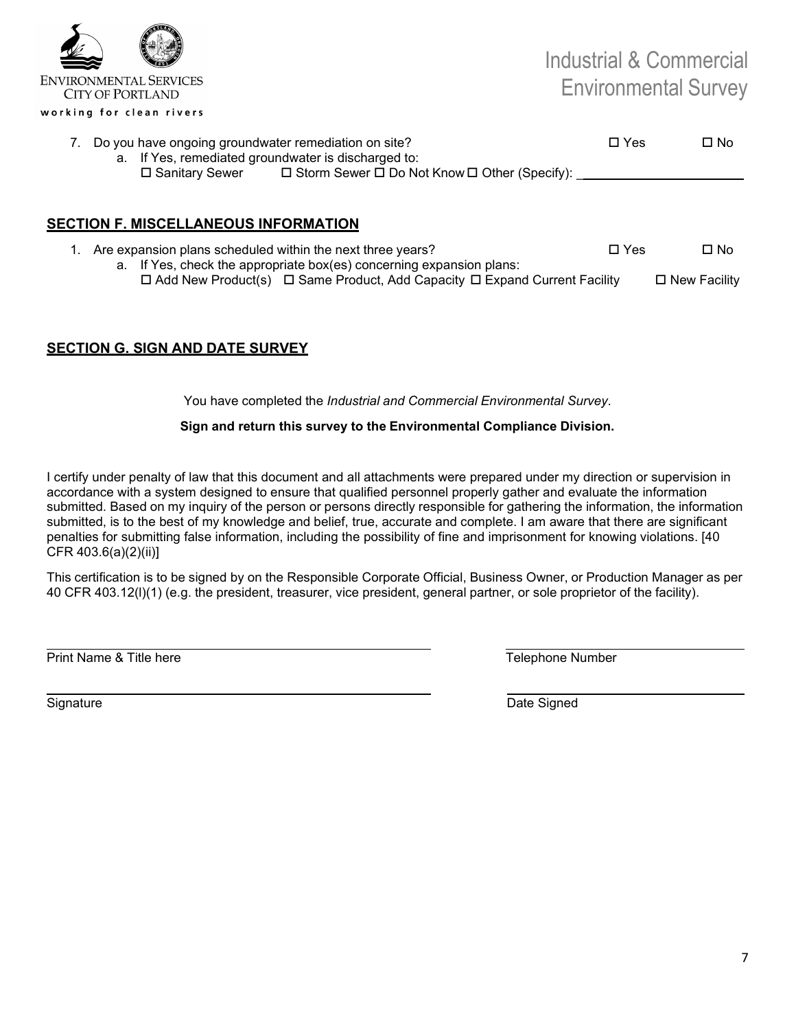7. Do you have ongoing groundwater remediation on site? ☐ Yes ☐ No
   a. If Yes, remediated groundwater is discharged to:
      ☐ Sanitary Sewer ☐ Storm Sewer ☐ Do Not Know ☐ Other (Specify): ____________________

## SECTION F. MISCELLANEOUS INFORMATION

1. Are expansion plans scheduled within the next three years? ☐ Yes ☐ No
   a. If Yes, check the appropriate box(es) concerning expansion plans:
      ☐ Add New Product(s) ☐ Same Product, Add Capacity ☐ Expand Current Facility ☐ New Facility

## SECTION G. SIGN AND DATE SURVEY

You have completed the *Industrial and Commercial Environmental Survey*.

**Sign and return this survey to the Environmental Compliance Division.**

I certify under penalty of law that this document and all attachments were prepared under my direction or supervision in accordance with a system designed to ensure that qualified personnel properly gather and evaluate the information submitted. Based on my inquiry of the person or persons directly responsible for gathering the information, the information submitted, is to the best of my knowledge and belief, true, accurate and complete. I am aware that there are significant penalties for submitting false information, including the possibility of fine and imprisonment for knowing violations. [40 CFR 403.6(a)(2)(ii)]

This certification is to be signed by on the Responsible Corporate Official, Business Owner, or Production Manager as per 40 CFR 403.12(l)(1) (e.g. the president, treasurer, vice president, general partner, or sole proprietor of the facility).

______________________________ Print Name & Title here

______________________________ Telephone Number

______________________________ Signature

______________________________ Date Signed